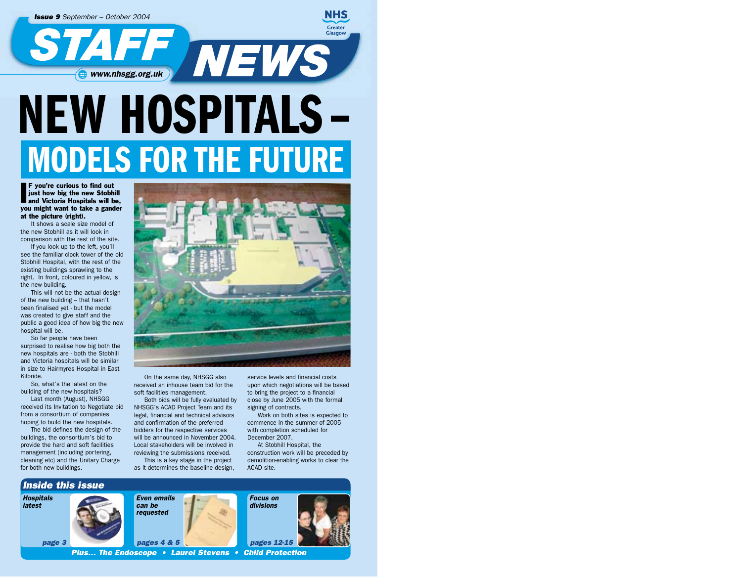**Issue 9** September – October 2004

# STAFF NEWS

www.nhsgg.org.uk

NHS Greater Glasgow

# NEW HOSPITALS – MODELS FOR THE FUTURE

**IF you're curious to find out just how big the new Stobhill and Victoria Hospitals will be, you might want to take a gander at the picture (right).**

It shows a scale size model of the new Stobhill as it will look in comparison with the rest of the site.

If you look up to the left, you'll see the familiar clock tower of the old Stobhill Hospital, with the rest of the existing buildings sprawling to the right. In front, coloured in yellow, is the new building.

This will not be the actual design of the new building – that hasn't been finalised yet - but the model was created to give staff and the public a good idea of how big the new hospital will be.

So far people have been surprised to realise how big both the new hospitals are - both the Stobhill and Victoria hospitals will be similar in size to Hairmyres Hospital in East Kilbride.

So, what's the latest on the building of the new hospitals?

Last month (August), NHSGG received its Invitation to Negotiate bid from a consortium of companies hoping to build the new hospitals.

The bid defines the design of the buildings, the consortium's bid to provide the hard and soft facilities management (including portering, cleaning etc) and the Unitary Charge for both new buildings.

On the same day, NHSGG also received an inhouse team bid for the soft facilities management.

Both bids will be fully evaluated by NHSGG's ACAD Project Team and its legal, financial and technical advisors and confirmation of the preferred bidders for the respective services will be announced in November 2004. Local stakeholders will be involved in reviewing the submissions received.

This is a key stage in the project as it determines the baseline design, service levels and financial costs upon which negotiations will be based to bring the project to a financial close by June 2005 with the formal signing of contracts.

Work on both sites is expected to commence in the summer of 2005 with completion scheduled for December 2007.

At Stobhill Hospital, the construction work will be preceded by demolition-enabling works to clear the ACAD site.

## Inside this issue

- *Hospitals latest* – page 3
- *Even emails can be requested* – pages 4 & 5
- *Focus on divisions* – pages 12-15

*Plus... The Endoscope • Laurel Stevens • Child Protection*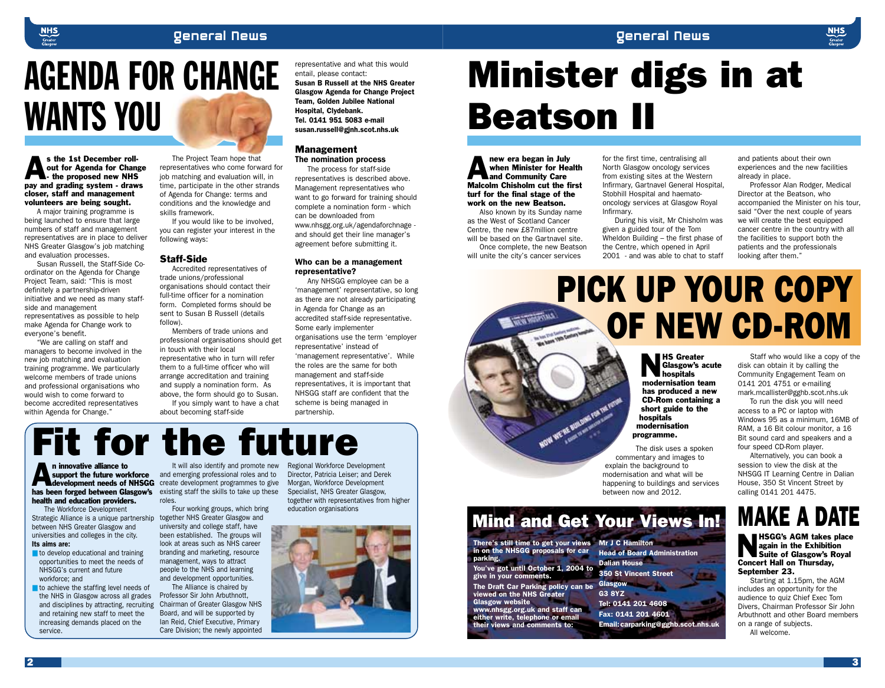# AGENDA FOR CHANGE WANTS YOU

**As the 1st December roll-out for Agenda for Change - the proposed new NHS pay and grading system - draws closer, staff and management volunteers are being sought.**

A major training programme is being launched to ensure that large numbers of staff and management representatives are in place to deliver NHS Greater Glasgow's job matching and evaluation processes.

Susan Russell, the Staff-Side Co-ordinator on the Agenda for Change Project Team, said: "This is most definitely a partnership-driven initiative and we need as many staff-side and management representatives as possible to help make Agenda for Change work to everyone's benefit.

"We are calling on staff and managers to become involved in the new job matching and evaluation training programme. We particularly welcome members of trade unions and professional organisations who would wish to come forward to become accredited representatives within Agenda for Change."

The Project Team hope that representatives who come forward for job matching and evaluation will, in time, participate in the other strands of Agenda for Change: terms and conditions and the knowledge and skills framework.

If you would like to be involved, you can register your interest in the following ways:

### Staff-Side

Accredited representatives of trade unions/professional organisations should contact their full-time officer for a nomination form. Completed forms should be sent to Susan B Russell (details follow).

Members of trade unions and professional organisations should get in touch with their local representative who in turn will refer them to a full-time officer who will arrange accreditation and training and supply a nomination form. As above, the form should go to Susan.

If you simply want to have a chat about becoming staff-side representative and what this would entail, please contact:

**Susan B Russell at the NHS Greater Glasgow Agenda for Change Project Team, Golden Jubilee National Hospital, Clydebank. Tel. 0141 951 5083 e-mail susan.russell@gjnh.scot.nhs.uk**

### Management

**The nomination process**

The process for staff-side representatives is described above. Management representatives who want to go forward for training should complete a nomination form - which can be downloaded from www.nhsgg.org.uk/agendaforchnage - and should get their line manager's agreement before submitting it.

**Who can be a management representative?**

Any NHSGG employee can be a 'management' representative, so long as there are not already participating in Agenda for Change as an accredited staff-side representative. Some early implementer organisations use the term 'employer representative' instead of 'management representative'. While the roles are the same for both management and staff-side representatives, it is important that NHSGG staff are confident that the scheme is being managed in partnership.

# Fit for the future

**An innovative alliance to support the future workforce development needs of NHSGG has been forged between Glasgow's health and education providers.**

The Workforce Development Strategic Alliance is a unique partnership between NHS Greater Glasgow and universities and colleges in the city.

**Its aims are:**

- to develop educational and training opportunities to meet the needs of NHSGG's current and future workforce; and
- to achieve the staffing level needs of the NHS in Glasgow across all grades and disciplines by attracting, recruiting and retaining new staff to meet the increasing demands placed on the service.

It will also identify and promote new and emerging professional roles and to create development programmes to give existing staff the skills to take up these roles.

Four working groups, which bring together NHS Greater Glasgow and university and college staff, have been established. The groups will look at areas such as NHS career branding and marketing, resource management, ways to attract people to the NHS and learning and development opportunities.

The Alliance is chaired by Professor Sir John Arbuthnott, Chairman of Greater Glasgow NHS Board, and will be supported by Ian Reid, Chief Executive, Primary Care Division; the newly appointed Regional Workforce Development Director, Patricia Leiser; and Derek Morgan, Workforce Development Specialist, NHS Greater Glasgow, together with representatives from higher education organisations

# Minister digs in at Beatson II

**A new era began in July when Minister for Health and Community Care Malcolm Chisholm cut the first turf for the final stage of the work on the new Beatson.**

Also known by its Sunday name as the West of Scotland Cancer Centre, the new £87million centre will be based on the Gartnavel site.

Once complete, the new Beatson will unite the city's cancer services for the first time, centralising all North Glasgow oncology services from existing sites at the Western Infirmary, Gartnavel General Hospital, Stobhill Hospital and haemato-oncology services at Glasgow Royal Infirmary.

During his visit, Mr Chisholm was given a guided tour of the Tom Wheldon Building – the first phase of the Centre, which opened in April 2001 - and was able to chat to staff and patients about their own experiences and the new facilities already in place.

Professor Alan Rodger, Medical Director at the Beatson, who accompanied the Minister on his tour, said "Over the next couple of years we will create the best equipped cancer centre in the country with all the facilities to support both the patients and the professionals looking after them."

# PICK UP YOUR COPY OF NEW CD-ROM

**NHS Greater Glasgow's acute hospitals modernisation team has produced a new CD-Rom containing a short guide to the hospitals modernisation programme.**

The disk uses a spoken commentary and images to explain the background to modernisation and what will be happening to buildings and services between now and 2012.

Staff who would like a copy of the disk can obtain it by calling the Community Engagement Team on 0141 201 4751 or e-mailing mark.mcallister@gghb.scot.nhs.uk

To run the disk you will need access to a PC or laptop with Windows 95 as a minimum, 16MB of RAM, a 16 Bit colour monitor, a 16 Bit sound card and speakers and a four speed CD-Rom player.

Alternatively, you can book a session to view the disk at the NHSGG IT Learning Centre in Dalian House, 350 St Vincent Street by calling 0141 201 4475.

# Mind and Get Your Views In!

**There's still time to get your views in on the NHSGG proposals for car parking.**

**You've got until October 1, 2004 to give in your comments.**

**The Draft Car Parking policy can be viewed on the NHS Greater Glasgow website www.nhsgg.org.uk and staff can either write, telephone or email their views and comments to:**

**Mr J C Hamilton**
**Head of Board Administration**
**Dalian House**
**350 St Vincent Street**
**Glasgow**
**G3 8YZ**
**Tel: 0141 201 4608**
**Fax: 0141 201 4601**
**Email: carparking@gghb.scot.nhs.uk**

# MAKE A DATE

**NHSGG's AGM takes place again in the Exhibition Suite of Glasgow's Royal Concert Hall on Thursday, September 23.**

Starting at 1.15pm, the AGM includes an opportunity for the audience to quiz Chief Exec Tom Divers, Chairman Professor Sir John Arbuthnott and other Board members on a range of subjects.

All welcome.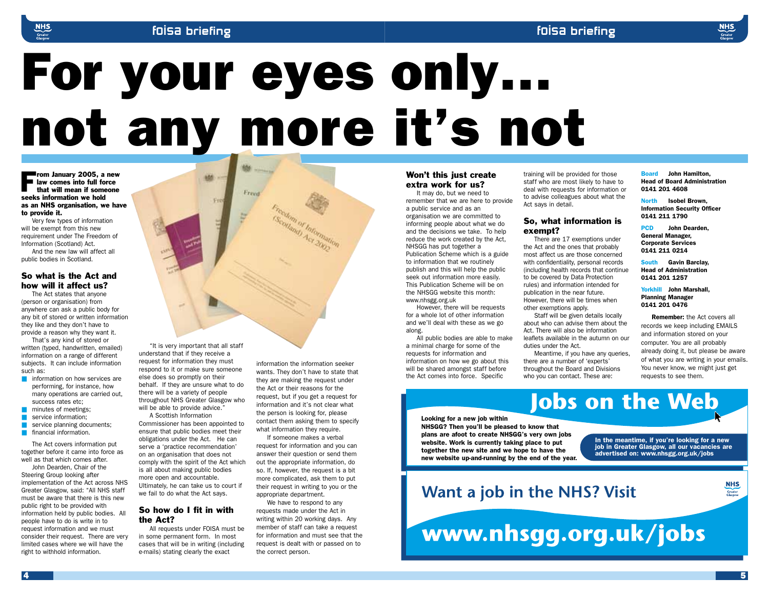# For your eyes only... not any more it's not

**From January 2005, a new law comes into full force that will mean if someone seeks information we hold as an NHS organisation, we have to provide it.**

Very few types of information will be exempt from this new requirement under The Freedom of Information (Scotland) Act.

And the new law will affect all public bodies in Scotland.

## So what is the Act and how will it affect us?

The Act states that anyone (person or organisation) from anywhere can ask a public body for any bit of stored or written information they like and they don't have to provide a reason why they want it.

That's any kind of stored or written (typed, handwritten, emailed) information on a range of different subjects. It can include information such as:

- information on how services are performing, for instance, how many operations are carried out, success rates etc;
- minutes of meetings;
- service information;
- service planning documents;
- financial information.

The Act covers information put together before it came into force as well as that which comes after.

John Dearden, Chair of the Steering Group looking after implementation of the Act across NHS Greater Glasgow, said: "All NHS staff must be aware that there is this new public right to be provided with information held by public bodies. All people have to do is write in to request information and we must consider their request. There are very limited cases where we will have the right to withhold information.

"It is very important that all staff understand that if they receive a request for information they must respond to it or make sure someone else does so promptly on their behalf. If they are unsure what to do there will be a variety of people throughout NHS Greater Glasgow who will be able to provide advice."

A Scottish Information Commissioner has been appointed to ensure that public bodies meet their obligations under the Act. He can serve a 'practice recommendation' on an organisation that does not comply with the spirit of the Act which is all about making public bodies more open and accountable. Ultimately, he can take us to court if we fail to do what the Act says.

## So how do I fit in with the Act?

All requests under FOISA must be in some permanent form. In most cases that will be in writing (including e-mails) stating clearly the exact information the information seeker wants. They don't have to state that they are making the request under the Act or their reasons for the request, but if you get a request for information and it's not clear what the person is looking for, please contact them asking them to specify what information they require.

If someone makes a verbal request for information and you can answer their question or send them out the appropriate information, do so. If, however, the request is a bit more complicated, ask them to put their request in writing to you or the appropriate department.

We have to respond to any requests made under the Act in writing within 20 working days. Any member of staff can take a request for information and must see that the request is dealt with or passed on to the correct person.

## Won't this just create extra work for us?

It may do, but we need to remember that we are here to provide a public service and as an organisation we are committed to informing people about what we do and the decisions we take. To help reduce the work created by the Act, NHSGG has put together a Publication Scheme which is a guide to information that we routinely publish and this will help the public seek out information more easily. This Publication Scheme will be on the NHSGG website this month: www.nhsgg.org.uk

However, there will be requests for a whole lot of other information and we'll deal with these as we go along.

All public bodies are able to make a minimal charge for some of the requests for information and information on how we go about this will be shared amongst staff before the Act comes into force. Specific training will be provided for those staff who are most likely to have to deal with requests for information or to advise colleagues about what the Act says in detail.

## So, what information is exempt?

There are 17 exemptions under the Act and the ones that probably most affect us are those concerned with confidentiality, personal records (including health records that continue to be covered by Data Protection rules) and information intended for publication in the near future. However, there will be times when other exemptions apply.

Staff will be given details locally about who can advise them about the Act. There will also be information leaflets available in the autumn on our duties under the Act.

Meantime, if you have any queries, there are a number of 'experts' throughout the Board and Divisions who you can contact. These are:

**Board** **John Hamilton, Head of Board Administration 0141 201 4608**

**North** **Isobel Brown, Information Security Officer 0141 211 1790**

**PCD** **John Dearden, General Manager, Corporate Services 0141 211 0214**

**South** **Gavin Barclay, Head of Administration 0141 201 1257**

**Yorkhill** **John Marshall, Planning Manager 0141 201 0476**

**Remember:** the Act covers all records we keep including EMAILS and information stored on your computer. You are all probably already doing it, but please be aware of what you are writing in your emails. You never know, we might just get requests to see them.

## Jobs on the Web

**Looking for a new job within NHSGG? Then you'll be pleased to know that plans are afoot to create NHSGG's very own jobs website. Work is currently taking place to put together the new site and we hope to have the new website up-and-running by the end of the year.**

**In the meantime, if you're looking for a new job in Greater Glasgow, all our vacancies are advertised on: www.nhsgg.org.uk/jobs**

## Want a job in the NHS? Visit

## www.nhsgg.org.uk/jobs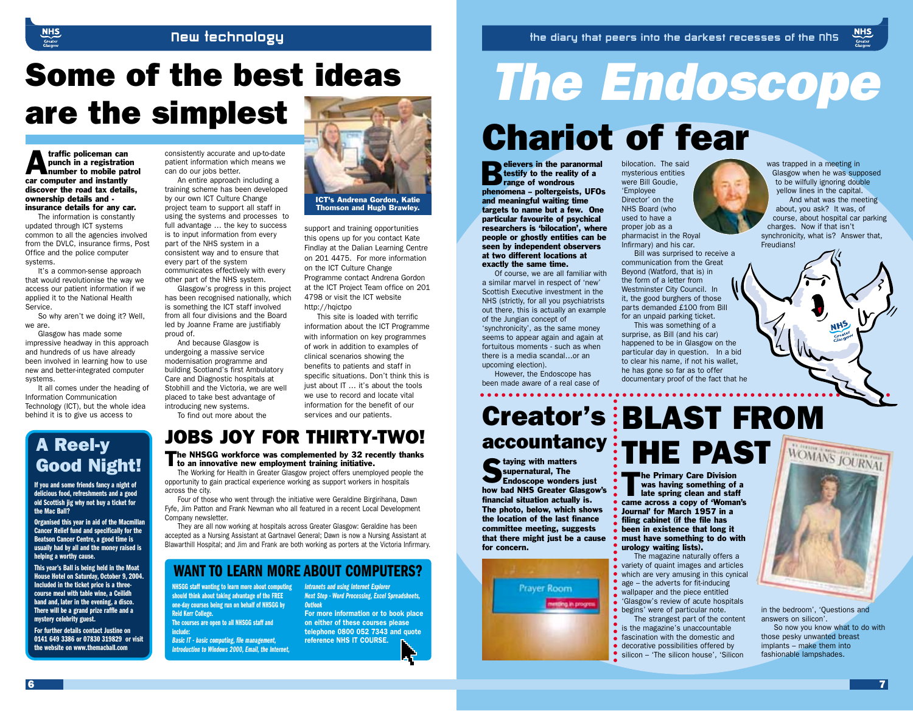# Some of the best ideas are the simplest

**A traffic policeman can punch in a registration number to mobile patrol car computer and instantly discover the road tax details, ownership details and - insurance details for any car.**

The information is constantly updated through ICT systems common to all the agencies involved from the DVLC, insurance firms, Post Office and the police computer systems.

It's a common-sense approach that would revolutionise the way we access our patient information if we applied it to the National Health Service.

So why aren't we doing it? Well, we are.

Glasgow has made some impressive headway in this approach and hundreds of us have already been involved in learning how to use new and better-integrated computer systems.

It all comes under the heading of Information Communication Technology (ICT), but the whole idea behind it is to give us access to consistently accurate and up-to-date patient information which means we can do our jobs better.

An entire approach including a training scheme has been developed by our own ICT Culture Change project team to support all staff in using the systems and processes to full advantage ... the key to success is to input information from every part of the NHS system in a consistent way and to ensure that every part of the system communicates effectively with every other part of the NHS system.

Glasgow's progress in this project has been recognised nationally, which is something the ICT staff involved from all four divisions and the Board led by Joanne Frame are justifiably proud of.

And because Glasgow is undergoing a massive service modernisation programme and building Scotland's first Ambulatory Care and Diagnostic hospitals at Stobhill and the Victoria, we are well placed to take best advantage of introducing new systems.

To find out more about the support and training opportunities this opens up for you contact Kate Findlay at the Dalian Learning Centre on 201 4475. For more information on the ICT Culture Change Programme contact Andrena Gordon at the ICT Project Team office on 201 4798 or visit the ICT website http://hqictpo

This site is loaded with terrific information about the ICT Programme with information on key programmes of work in addition to examples of clinical scenarios showing the benefits to patients and staff in specific situations. Don't think this is just about IT ... it's about the tools we use to record and locate vital information for the benefit of our services and our patients.

ICT's Andrena Gordon, Katie Thomson and Hugh Brawley.

## A Reel-y Good Night!

**If you and some friends fancy a night of delicious food, refreshments and a good old Scottish jig why not buy a ticket for the Mac Ball?**

**Organised this year in aid of the Macmillan Cancer Relief fund and specifically for the Beatson Cancer Centre, a good time is usually had by all and the money raised is helping a worthy cause.**

**This year's Ball is being held in the Moat House Hotel on Saturday, October 9, 2004. Included in the ticket price is a three-course meal with table wine, a Ceilidh band and, later in the evening, a disco. There will be a grand prize raffle and a mystery celebrity guest.**

**For further details contact Justine on 0141 649 3386 or 07830 319829 or visit the website on www.themacball.com**

## JOBS JOY FOR THIRTY-TWO!

**The NHSGG workforce was complemented by 32 recently thanks to an innovative new employment training initiative.**

The Working for Health in Greater Glasgow project offers unemployed people the opportunity to gain practical experience working as support workers in hospitals across the city.

Four of those who went through the initiative were Geraldine Birgirihana, Dawn Fyfe, Jim Patton and Frank Newman who all featured in a recent Local Development Company newsletter.

They are all now working at hospitals across Greater Glasgow: Geraldine has been accepted as a Nursing Assistant at Gartnavel General; Dawn is now a Nursing Assistant at Blawarthill Hospital; and Jim and Frank are both working as porters at the Victoria Infirmary.

## WANT TO LEARN MORE ABOUT COMPUTERS?

**NHSGG staff wanting to learn more about computing should think about taking advantage of the FREE one-day courses being run on behalf of NHSGG by Reid Kerr College.**

**The courses are open to all NHSGG staff and include:**

***Basic IT - basic computing, file management, Introduction to Windows 2000, Email, the Internet, Intranets and using Internet Explorer***

***Next Step - Word Processing, Excel Spreadsheets, Outlook***

**For more information or to book place on either of these courses please telephone 0800 052 7343 and quote reference NHS IT COURSE.**

# The Endoscope

*the diary that peers into the darkest recesses of the nhs*

## Chariot of fear

**Believers in the paranormal testify to the reality of a range of wondrous phenomena – poltergeists, UFOs and meaningful waiting time targets to name but a few. One particular favourite of psychical researchers is 'bilocation', where people or ghostly entities can be seen by independent observers at two different locations at exactly the same time.**

Of course, we are all familiar with a similar marvel in respect of 'new' Scottish Executive investment in the NHS (strictly, for all you psychiatrists out there, this is actually an example of the Jungian concept of 'synchronicity', as the same money seems to appear again and again at fortuitous moments - such as when there is a media scandal…or an upcoming election).

However, the Endoscope has been made aware of a real case of bilocation. The said mysterious entities were Bill Goudie, 'Employee Director' on the NHS Board (who used to have a proper job as a pharmacist in the Royal Infirmary) and his car.

Bill was surprised to receive a communication from the Great Beyond (Watford, that is) in the form of a letter from Westminster City Council. In it, the good burghers of those parts demanded £100 from Bill for an unpaid parking ticket.

This was something of a surprise, as Bill (and his car) happened to be in Glasgow on the particular day in question. In a bid to clear his name, if not his wallet, he has gone so far as to offer documentary proof of the fact that he was trapped in a meeting in Glasgow when he was supposed to be wilfully ignoring double yellow lines in the capital.

And what was the meeting about, you ask? It was, of course, about hospital car parking charges. Now if that isn't synchronicity, what is? Answer that, Freudians!

## Creator's accountancy

**Staying with matters supernatural, The Endoscope wonders just how bad NHS Greater Glasgow's financial situation actually is. The photo, below, which shows the location of the last finance committee meeting, suggests that there might just be a cause for concern.**

Prayer Room – meeting in progress

## BLAST FROM THE PAST

**The Primary Care Division was having something of a late spring clean and staff came across a copy of 'Woman's Journal' for March 1957 in a filing cabinet (if the file has been in existence that long it must have something to do with urology waiting lists).**

The magazine naturally offers a variety of quaint images and articles which are very amusing in this cynical age – the adverts for fit-inducing wallpaper and the piece entitled 'Glasgow's review of acute hospitals begins' were of particular note.

The strangest part of the content is the magazine's unaccountable fascination with the domestic and decorative possibilities offered by silicon – 'The silicon house', 'Silicon in the bedroom', 'Questions and answers on silicon'.

So now you know what to do with those pesky unwanted breast implants – make them into fashionable lampshades.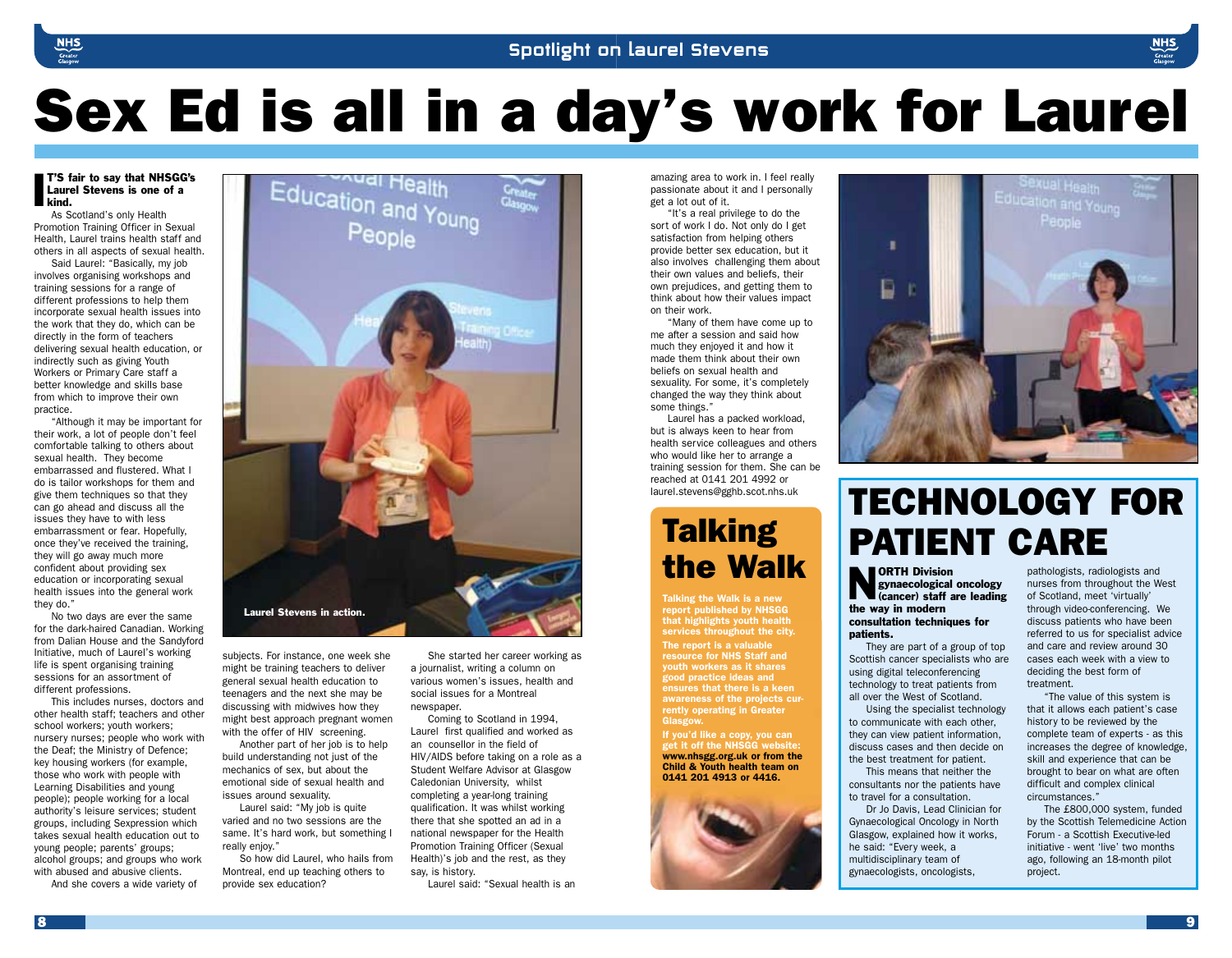# Sex Ed is all in a day's work for Laurel

**IT'S fair to say that NHSGG's Laurel Stevens is one of a kind.**

As Scotland's only Health Promotion Training Officer in Sexual Health, Laurel trains health staff and others in all aspects of sexual health.

Said Laurel: "Basically, my job involves organising workshops and training sessions for a range of different professions to help them incorporate sexual health issues into the work that they do, which can be directly in the form of teachers delivering sexual health education, or indirectly such as giving Youth Workers or Primary Care staff a better knowledge and skills base from which to improve their own practice.

"Although it may be important for their work, a lot of people don't feel comfortable talking to others about sexual health. They become embarrassed and flustered. What I do is tailor workshops for them and give them techniques so that they can go ahead and discuss all the issues they have to with less embarrassment or fear. Hopefully, once they've received the training, they will go away much more confident about providing sex education or incorporating sexual health issues into the general work they do."

No two days are ever the same for the dark-haired Canadian. Working from Dalian House and the Sandyford Initiative, much of Laurel's working life is spent organising training sessions for an assortment of different professions.

This includes nurses, doctors and other health staff; teachers and other school workers; youth workers; nursery nurses; people who work with the Deaf; the Ministry of Defence; key housing workers (for example, those who work with people with Learning Disabilities and young people); people working for a local authority's leisure services; student groups, including Sexpression which takes sexual health education out to young people; parents' groups; alcohol groups; and groups who work with abused and abusive clients.

And she covers a wide variety of subjects. For instance, one week she might be training teachers to deliver general sexual health education to teenagers and the next she may be discussing with midwives how they might best approach pregnant women with the offer of HIV screening.

Another part of her job is to help build understanding not just of the mechanics of sex, but about the emotional side of sexual health and issues around sexuality.

Laurel said: "My job is quite varied and no two sessions are the same. It's hard work, but something I really enjoy."

So how did Laurel, who hails from Montreal, end up teaching others to provide sex education?

She started her career working as a journalist, writing a column on various women's issues, health and social issues for a Montreal newspaper.

Coming to Scotland in 1994, Laurel first qualified and worked as an counsellor in the field of HIV/AIDS before taking on a role as a Student Welfare Advisor at Glasgow Caledonian University, whilst completing a year-long training qualification. It was whilst working there that she spotted an ad in a national newspaper for the Health Promotion Training Officer (Sexual Health)'s job and the rest, as they say, is history.

Laurel said: "Sexual health is an amazing area to work in. I feel really passionate about it and I personally get a lot out of it.

"It's a real privilege to do the sort of work I do. Not only do I get satisfaction from helping others provide better sex education, but it also involves challenging them about their own values and beliefs, their own prejudices, and getting them to think about how their values impact on their work.

"Many of them have come up to me after a session and said how much they enjoyed it and how it made them think about their own beliefs on sexual health and sexuality. For some, it's completely changed the way they think about some things."

Laurel has a packed workload, but is always keen to hear from health service colleagues and others who would like her to arrange a training session for them. She can be reached at 0141 201 4992 or laurel.stevens@gghb.scot.nhs.uk

Laurel Stevens in action.

## Talking the Walk

**Talking the Walk is a new report published by NHSGG that highlights youth health services throughout the city.**

**The report is a valuable resource for NHS Staff and youth workers as it shares good practice ideas and ensures that there is a keen awareness of the projects currently operating in Greater Glasgow.**

**If you'd like a copy, you can get it off the NHSGG website: www.nhsgg.org.uk or from the Child & Youth health team on 0141 201 4913 or 4416.**

## TECHNOLOGY FOR PATIENT CARE

**NORTH Division gynaecological oncology (cancer) staff are leading the way in modern consultation techniques for patients.**

They are part of a group of top Scottish cancer specialists who are using digital teleconferencing technology to treat patients from all over the West of Scotland.

Using the specialist technology to communicate with each other, they can view patient information, discuss cases and then decide on the best treatment for patient.

This means that neither the consultants nor the patients have to travel for a consultation.

Dr Jo Davis, Lead Clinician for Gynaecological Oncology in North Glasgow, explained how it works, he said: "Every week, a multidisciplinary team of gynaecologists, oncologists, pathologists, radiologists and nurses from throughout the West of Scotland, meet 'virtually' through video-conferencing. We discuss patients who have been referred to us for specialist advice and care and review around 30 cases each week with a view to deciding the best form of treatment.

"The value of this system is that it allows each patient's case history to be reviewed by the complete team of experts - as this increases the degree of knowledge, skill and experience that can be brought to bear on what are often difficult and complex clinical circumstances."

The £800,000 system, funded by the Scottish Telemedicine Action Forum - a Scottish Executive-led initiative - went 'live' two months ago, following an 18-month pilot project.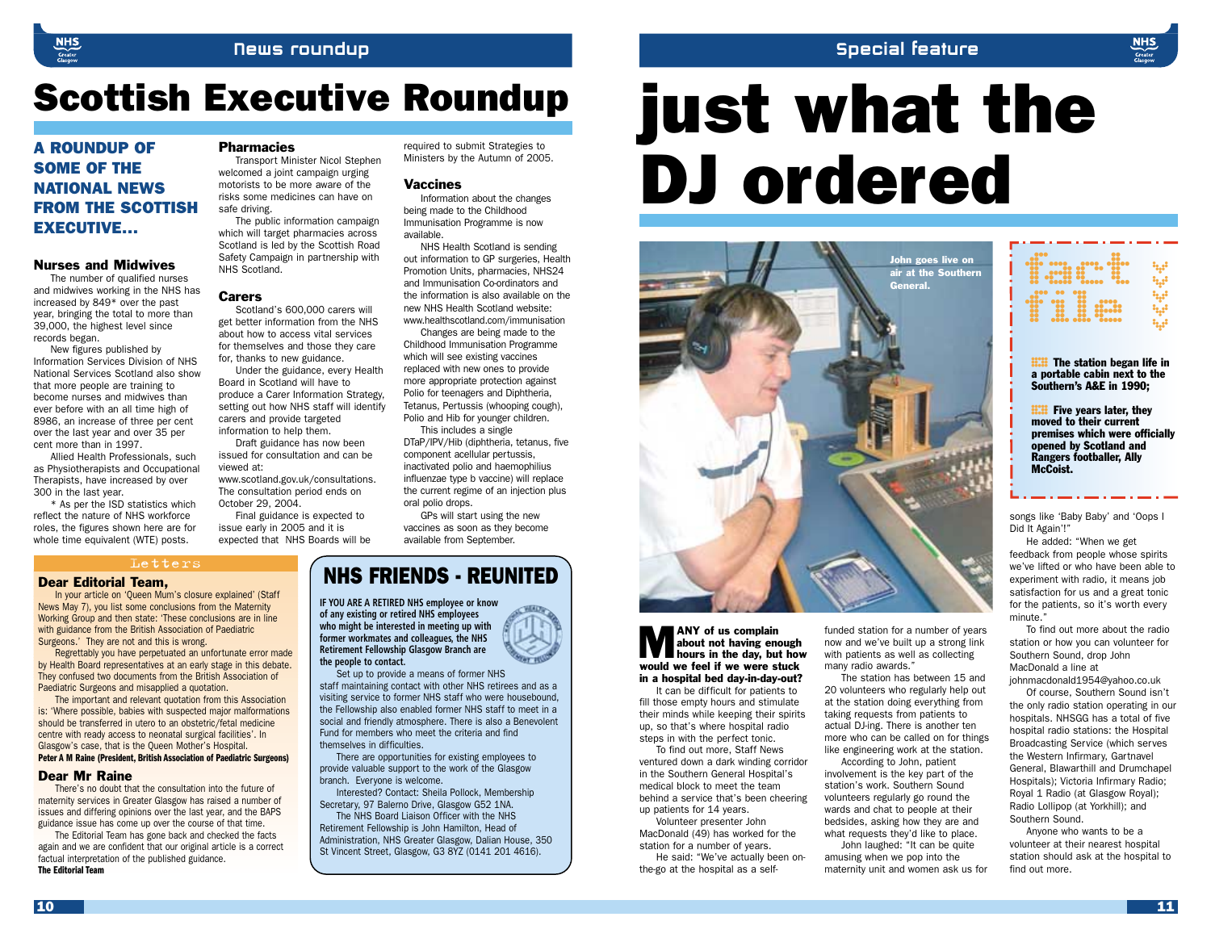# Scottish Executive Roundup

## A ROUNDUP OF SOME OF THE NATIONAL NEWS FROM THE SCOTTISH EXECUTIVE...

### Nurses and Midwives

The number of qualified nurses and midwives working in the NHS has increased by 849* over the past year, bringing the total to more than 39,000, the highest level since records began.

New figures published by Information Services Division of NHS National Services Scotland also show that more people are training to become nurses and midwives than ever before with an all time high of 8986, an increase of three per cent over the last year and over 35 per cent more than in 1997.

Allied Health Professionals, such as Physiotherapists and Occupational Therapists, have increased by over 300 in the last year.

\* As per the ISD statistics which reflect the nature of NHS workforce roles, the figures shown here are for whole time equivalent (WTE) posts.

### Pharmacies

Transport Minister Nicol Stephen welcomed a joint campaign urging motorists to be more aware of the risks some medicines can have on safe driving.

The public information campaign which will target pharmacies across Scotland is led by the Scottish Road Safety Campaign in partnership with NHS Scotland.

### Carers

Scotland's 600,000 carers will get better information from the NHS about how to access vital services for themselves and those they care for, thanks to new guidance.

Under the guidance, every Health Board in Scotland will have to produce a Carer Information Strategy, setting out how NHS staff will identify carers and provide targeted information to help them.

Draft guidance has now been issued for consultation and can be viewed at: www.scotland.gov.uk/consultations. The consultation period ends on October 29, 2004.

Final guidance is expected to issue early in 2005 and it is expected that NHS Boards will be required to submit Strategies to Ministers by the Autumn of 2005.

### Vaccines

Information about the changes being made to the Childhood Immunisation Programme is now available.

NHS Health Scotland is sending out information to GP surgeries, Health Promotion Units, pharmacies, NHS24 and Immunisation Co-ordinators and the information is also available on the new NHS Health Scotland website: www.healthscotland.com/immunisation

Changes are being made to the Childhood Immunisation Programme which will see existing vaccines replaced with new ones to provide more appropriate protection against Polio for teenagers and Diphtheria, Tetanus, Pertussis (whooping cough), Polio and Hib for younger children.

This includes a single DTaP/IPV/Hib (diphtheria, tetanus, five component acellular pertussis, inactivated polio and haemophilius influenzae type b vaccine) will replace the current regime of an injection plus oral polio drops.

GPs will start using the new vaccines as soon as they become available from September.

## Letters

### Dear Editorial Team,

In your article on 'Queen Mum's closure explained' (Staff News May 7), you list some conclusions from the Maternity Working Group and then state: 'These conclusions are in line with guidance from the British Association of Paediatric Surgeons.' They are not and this is wrong.

Regrettably you have perpetuated an unfortunate error made by Health Board representatives at an early stage in this debate. They confused two documents from the British Association of Paediatric Surgeons and misapplied a quotation.

The important and relevant quotation from this Association is: 'Where possible, babies with suspected major malformations should be transferred in utero to an obstetric/fetal medicine centre with ready access to neonatal surgical facilities'. In Glasgow's case, that is the Queen Mother's Hospital.

**Peter A M Raine (President, British Association of Paediatric Surgeons)**

### Dear Mr Raine

There's no doubt that the consultation into the future of maternity services in Greater Glasgow has raised a number of issues and differing opinions over the last year, and the BAPS guidance issue has come up over the course of that time.

The Editorial Team has gone back and checked the facts again and we are confident that our original article is a correct factual interpretation of the published guidance.

**The Editorial Team**

## NHS FRIENDS - REUNITED

**IF YOU ARE A RETIRED NHS employee or know of any existing or retired NHS employees who might be interested in meeting up with former workmates and colleagues, the NHS Retirement Fellowship Glasgow Branch are the people to contact.**

Set up to provide a means of former NHS staff maintaining contact with other NHS retirees and as a visiting service to former NHS staff who were housebound, the Fellowship also enabled former NHS staff to meet in a social and friendly atmosphere. There is also a Benevolent Fund for members who meet the criteria and find themselves in difficulties.

There are opportunities for existing employees to provide valuable support to the work of the Glasgow branch. Everyone is welcome.

Interested? Contact: Sheila Pollock, Membership Secretary, 97 Balerno Drive, Glasgow G52 1NA.

The NHS Board Liaison Officer with the NHS Retirement Fellowship is John Hamilton, Head of Administration, NHS Greater Glasgow, Dalian House, 350 St Vincent Street, Glasgow, G3 8YZ (0141 201 4616).

# just what the DJ ordered

John goes live on air at the Southern General.

**MANY of us complain about not having enough hours in the day, but how would we feel if we were stuck in a hospital bed day-in-day-out?**

It can be difficult for patients to fill those empty hours and stimulate their minds while keeping their spirits up, so that's where hospital radio steps in with the perfect tonic.

To find out more, Staff News ventured down a dark winding corridor in the Southern General Hospital's medical block to meet the team behind a service that's been cheering up patients for 14 years.

Volunteer presenter John MacDonald (49) has worked for the station for a number of years.

He said: "We've actually been on-the-go at the hospital as a self-funded station for a number of years now and we've built up a strong link with patients as well as collecting many radio awards."

The station has between 15 and 20 volunteers who regularly help out at the station doing everything from taking requests from patients to actual DJ-ing. There is another ten more who can be called on for things like engineering work at the station.

According to John, patient involvement is the key part of the station's work. Southern Sound volunteers regularly go round the wards and chat to people at their bedsides, asking how they are and what requests they'd like to place.

John laughed: "It can be quite amusing when we pop into the maternity unit and women ask us for songs like 'Baby Baby' and 'Oops I Did It Again'!"

He added: "When we get feedback from people whose spirits we've lifted or who have been able to experiment with radio, it means job satisfaction for us and a great tonic for the patients, so it's worth every minute."

To find out more about the radio station or how you can volunteer for Southern Sound, drop John MacDonald a line at johnmacdonald1954@yahoo.co.uk

Of course, Southern Sound isn't the only radio station operating in our hospitals. NHSGG has a total of five hospital radio stations: the Hospital Broadcasting Service (which serves the Western Infirmary, Gartnavel General, Blawarthill and Drumchapel Hospitals); Victoria Infirmary Radio; Royal 1 Radio (at Glasgow Royal); Radio Lollipop (at Yorkhill); and Southern Sound.

Anyone who wants to be a volunteer at their nearest hospital station should ask at the hospital to find out more.

### fact file

- **The station began life in a portable cabin next to the Southern's A&E in 1990;**
- **Five years later, they moved to their current premises which were officially opened by Scotland and Rangers footballer, Ally McCoist.**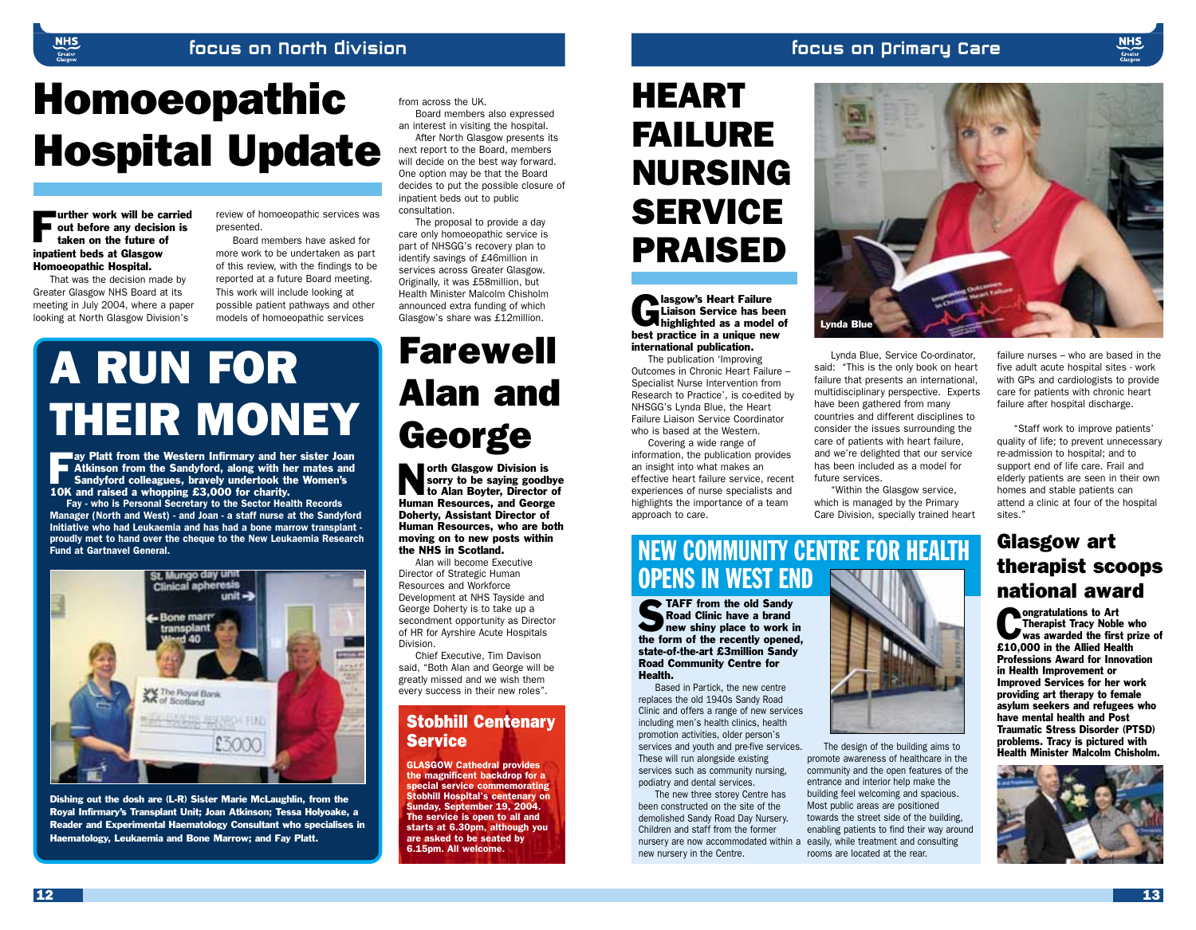# Homoeopathic Hospital Update

**Further work will be carried out before any decision is taken on the future of inpatient beds at Glasgow Homoeopathic Hospital.**

That was the decision made by Greater Glasgow NHS Board at its meeting in July 2004, where a paper looking at North Glasgow Division's review of homoeopathic services was presented.

Board members have asked for more work to be undertaken as part of this review, with the findings to be reported at a future Board meeting. This work will include looking at possible patient pathways and other models of homoeopathic services from across the UK.

Board members also expressed an interest in visiting the hospital.

After North Glasgow presents its next report to the Board, members will decide on the best way forward. One option may be that the Board decides to put the possible closure of inpatient beds out to public consultation.

The proposal to provide a day care only homoeopathic service is part of NHSGG's recovery plan to identify savings of £46million in services across Greater Glasgow. Originally, it was £58million, but Health Minister Malcolm Chisholm announced extra funding of which Glasgow's share was £12million.

# A RUN FOR THEIR MONEY

**Fay Platt from the Western Infirmary and her sister Joan Atkinson from the Sandyford, along with her mates and Sandyford colleagues, bravely undertook the Women's 10K and raised a whopping £3,000 for charity.**

**Fay - who is Personal Secretary to the Sector Health Records Manager (North and West) - and Joan - a staff nurse at the Sandyford Initiative who had Leukaemia and has had a bone marrow transplant - proudly met to hand over the cheque to the New Leukaemia Research Fund at Gartnavel General.**

**Dishing out the dosh are (L-R) Sister Marie McLaughlin, from the Royal Infirmary's Transplant Unit; Joan Atkinson; Tessa Holyoake, a Reader and Experimental Haematology Consultant who specialises in Haematology, Leukaemia and Bone Marrow; and Fay Platt.**

# Farewell Alan and George

**North Glasgow Division is sorry to be saying goodbye to Alan Boyter, Director of Human Resources, and George Doherty, Assistant Director of Human Resources, who are both moving on to new posts within the NHS in Scotland.**

Alan will become Executive Director of Strategic Human Resources and Workforce Development at NHS Tayside and George Doherty is to take up a secondment opportunity as Director of HR for Ayrshire Acute Hospitals Division.

Chief Executive, Tim Davison said, "Both Alan and George will be greatly missed and we wish them every success in their new roles".

## Stobhill Centenary Service

**GLASGOW Cathedral provides the magnificent backdrop for a special service commemorating Stobhill Hospital's centenary on Sunday, September 19, 2004. The service is open to all and starts at 6.30pm, although you are asked to be seated by 6.15pm. All welcome.**

# HEART FAILURE NURSING SERVICE PRAISED

**Glasgow's Heart Failure Liaison Service has been highlighted as a model of best practice in a unique new international publication.**

The publication 'Improving Outcomes in Chronic Heart Failure – Specialist Nurse Intervention from Research to Practice', is co-edited by NHSGG's Lynda Blue, the Heart Failure Liaison Service Coordinator who is based at the Western.

Covering a wide range of information, the publication provides an insight into what makes an effective heart failure service, recent experiences of nurse specialists and highlights the importance of a team approach to care.

Lynda Blue

Lynda Blue, Service Co-ordinator, said: "This is the only book on heart failure that presents an international, multidisciplinary perspective. Experts have been gathered from many countries and different disciplines to consider the issues surrounding the care of patients with heart failure, and we're delighted that our service has been included as a model for future services.

"Within the Glasgow service, which is managed by the Primary Care Division, specially trained heart failure nurses – who are based in the five adult acute hospital sites - work with GPs and cardiologists to provide care for patients with chronic heart failure after hospital discharge.

"Staff work to improve patients' quality of life; to prevent unnecessary re-admission to hospital; and to support end of life care. Frail and elderly patients are seen in their own homes and stable patients can attend a clinic at four of the hospital sites."

# NEW COMMUNITY CENTRE FOR HEALTH OPENS IN WEST END

**STAFF from the old Sandy Road Clinic have a brand new shiny place to work in the form of the recently opened, state-of-the-art £3million Sandy Road Community Centre for Health.**

Based in Partick, the new centre replaces the old 1940s Sandy Road Clinic and offers a range of new services including men's health clinics, health promotion activities, older person's services and youth and pre-five services. These will run alongside existing services such as community nursing, podiatry and dental services.

The new three storey Centre has been constructed on the site of the demolished Sandy Road Day Nursery. Children and staff from the former nursery are now accommodated within a new nursery in the Centre.

The design of the building aims to promote awareness of healthcare in the community and the open features of the entrance and interior help make the building feel welcoming and spacious. Most public areas are positioned towards the street side of the building, enabling patients to find their way around easily, while treatment and consulting rooms are located at the rear.

# Glasgow art therapist scoops national award

**Congratulations to Art Therapist Tracy Noble who was awarded the first prize of £10,000 in the Allied Health Professions Award for Innovation in Health Improvement or Improved Services for her work providing art therapy to female asylum seekers and refugees who have mental health and Post Traumatic Stress Disorder (PTSD) problems. Tracy is pictured with Health Minister Malcolm Chisholm.**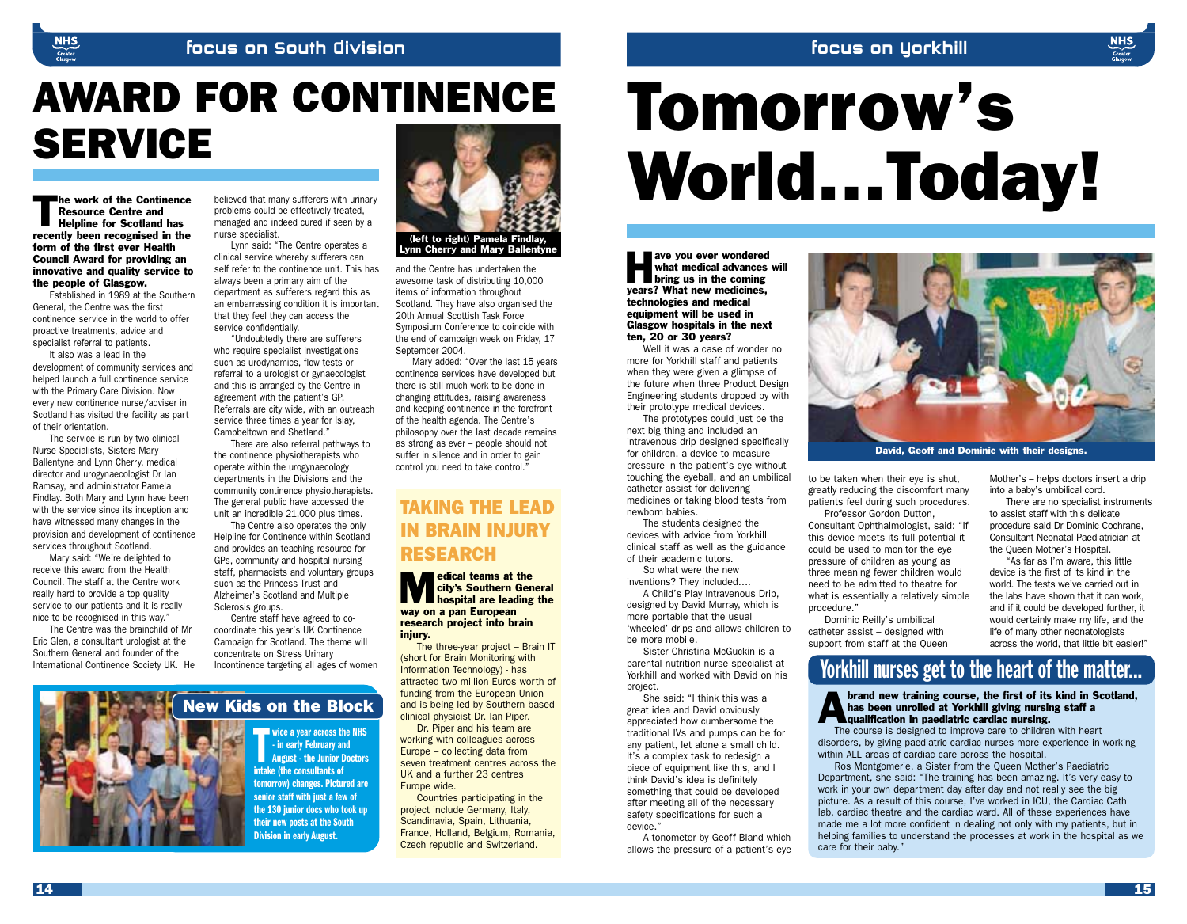# AWARD FOR CONTINENCE SERVICE

**The work of the Continence Resource Centre and Helpline for Scotland has recently been recognised in the form of the first ever Health Council Award for providing an innovative and quality service to the people of Glasgow.**

Established in 1989 at the Southern General, the Centre was the first continence service in the world to offer proactive treatments, advice and specialist referral to patients.

It also was a lead in the development of community services and helped launch a full continence service with the Primary Care Division. Now every new continence nurse/adviser in Scotland has visited the facility as part of their orientation.

The service is run by two clinical Nurse Specialists, Sisters Mary Ballentyne and Lynn Cherry, medical director and urogynaecologist Dr Ian Ramsay, and administrator Pamela Findlay. Both Mary and Lynn have been with the service since its inception and have witnessed many changes in the provision and development of continence services throughout Scotland.

Mary said: "We're delighted to receive this award from the Health Council. The staff at the Centre work really hard to provide a top quality service to our patients and it is really nice to be recognised in this way."

The Centre was the brainchild of Mr Eric Glen, a consultant urologist at the Southern General and founder of the International Continence Society UK. He believed that many sufferers with urinary problems could be effectively treated, managed and indeed cured if seen by a nurse specialist.

Lynn said: "The Centre operates a clinical service whereby sufferers can self refer to the continence unit. This has always been a primary aim of the department as sufferers regard this as an embarrassing condition it is important that they feel they can access the service confidentially.

"Undoubtedly there are sufferers who require specialist investigations such as urodynamics, flow tests or referral to a urologist or gynaecologist and this is arranged by the Centre in agreement with the patient's GP. Referrals are city wide, with an outreach service three times a year for Islay, Campbeltown and Shetland."

There are also referral pathways to the continence physiotherapists who operate within the urogynaecology departments in the Divisions and the community continence physiotherapists. The general public have accessed the unit an incredible 21,000 plus times.

The Centre also operates the only Helpline for Continence within Scotland and provides an teaching resource for GPs, community and hospital nursing staff, pharmacists and voluntary groups such as the Princess Trust and Alzheimer's Scotland and Multiple Sclerosis groups.

Centre staff have agreed to co-coordinate this year's UK Continence Campaign for Scotland. The theme will concentrate on Stress Urinary Incontinence targeting all ages of women and the Centre has undertaken the awesome task of distributing 10,000 items of information throughout Scotland. They have also organised the 20th Annual Scottish Task Force Symposium Conference to coincide with the end of campaign week on Friday, 17 September 2004.

Mary added: "Over the last 15 years continence services have developed but there is still much work to be done in changing attitudes, raising awareness and keeping continence in the forefront of the health agenda. The Centre's philosophy over the last decade remains as strong as ever – people should not suffer in silence and in order to gain control you need to take control."

**(left to right) Pamela Findlay, Lynn Cherry and Mary Ballentyne**

## TAKING THE LEAD IN BRAIN INJURY RESEARCH

**Medical teams at the city's Southern General hospital are leading the way on a pan European research project into brain injury.**

The three-year project – Brain IT (short for Brain Monitoring with Information Technology) - has attracted two million Euros worth of funding from the European Union and is being led by Southern based clinical physicist Dr. Ian Piper.

Dr. Piper and his team are working with colleagues across Europe – collecting data from seven treatment centres across the UK and a further 23 centres Europe wide.

Countries participating in the project include Germany, Italy, Scandinavia, Spain, Lithuania, France, Holland, Belgium, Romania, Czech republic and Switzerland.

## New Kids on the Block

**Twice a year across the NHS - in early February and August - the Junior Doctors intake (the consultants of tomorrow) changes. Pictured are senior staff with just a few of the 130 junior docs who took up their new posts at the South Division in early August.**

# Tomorrow's World...Today!

**Have you ever wondered what medical advances will bring us in the coming years? What new medicines, technologies and medical equipment will be used in Glasgow hospitals in the next ten, 20 or 30 years?**

Well it was a case of wonder no more for Yorkhill staff and patients when they were given a glimpse of the future when three Product Design Engineering students dropped by with their prototype medical devices.

The prototypes could just be the next big thing and included an intravenous drip designed specifically for children, a device to measure pressure in the patient's eye without touching the eyeball, and an umbilical catheter assist for delivering medicines or taking blood tests from newborn babies.

The students designed the devices with advice from Yorkhill clinical staff as well as the guidance of their academic tutors.

So what were the new inventions? They included....

A Child's Play Intravenous Drip, designed by David Murray, which is more portable that the usual 'wheeled' drips and allows children to be more mobile.

Sister Christina McGuckin is a parental nutrition nurse specialist at Yorkhill and worked with David on his project.

She said: "I think this was a great idea and David obviously appreciated how cumbersome the traditional IVs and pumps can be for any patient, let alone a small child. It's a complex task to redesign a piece of equipment like this, and I think David's idea is definitely something that could be developed after meeting all of the necessary safety specifications for such a device."

A tonometer by Geoff Bland which allows the pressure of a patient's eye to be taken when their eye is shut, greatly reducing the discomfort many patients feel during such procedures.

Professor Gordon Dutton, Consultant Ophthalmologist, said: "If this device meets its full potential it could be used to monitor the eye pressure of children as young as three meaning fewer children would need to be admitted to theatre for what is essentially a relatively simple procedure."

Dominic Reilly's umbilical catheter assist – designed with support from staff at the Queen Mother's – helps doctors insert a drip into a baby's umbilical cord.

There are no specialist instruments to assist staff with this delicate procedure said Dr Dominic Cochrane, Consultant Neonatal Paediatrician at the Queen Mother's Hospital.

"As far as I'm aware, this little device is the first of its kind in the world. The tests we've carried out in the labs have shown that it can work, and if it could be developed further, it would certainly make my life, and the life of many other neonatologists across the world, that little bit easier!"

**David, Geoff and Dominic with their designs.**

## Yorkhill nurses get to the heart of the matter...

**A brand new training course, the first of its kind in Scotland, has been unrolled at Yorkhill giving nursing staff a qualification in paediatric cardiac nursing.**

The course is designed to improve care to children with heart disorders, by giving paediatric cardiac nurses more experience in working within ALL areas of cardiac care across the hospital.

Ros Montgomerie, a Sister from the Queen Mother's Paediatric Department, she said: "The training has been amazing. It's very easy to work in your own department day after day and not really see the big picture. As a result of this course, I've worked in ICU, the Cardiac Cath lab, cardiac theatre and the cardiac ward. All of these experiences have made me a lot more confident in dealing not only with my patients, but in helping families to understand the processes at work in the hospital as we care for their baby."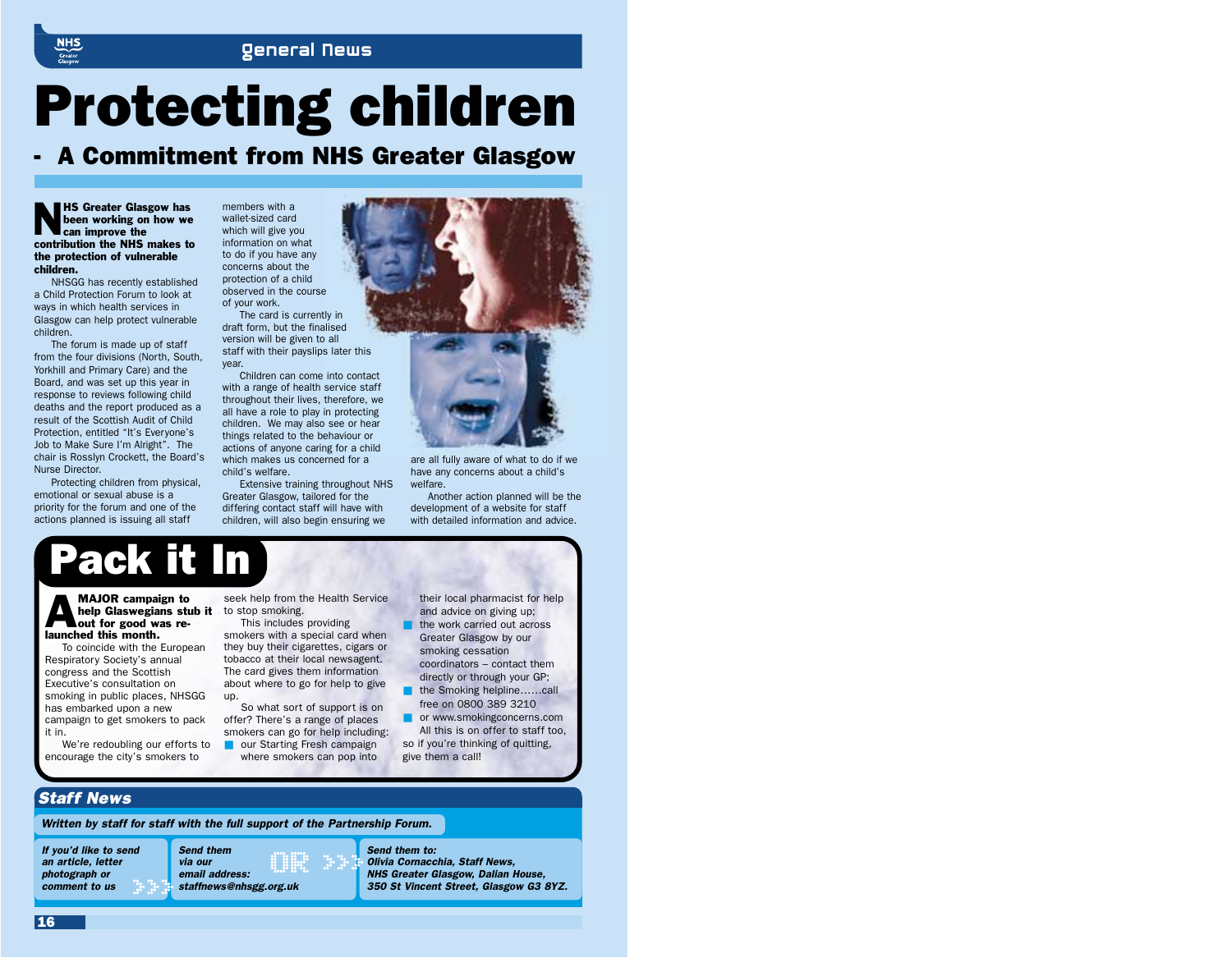# Protecting children

## - A Commitment from NHS Greater Glasgow

**NHS Greater Glasgow has been working on how we can improve the contribution the NHS makes to the protection of vulnerable children.**

NHSGG has recently established a Child Protection Forum to look at ways in which health services in Glasgow can help protect vulnerable children.

The forum is made up of staff from the four divisions (North, South, Yorkhill and Primary Care) and the Board, and was set up this year in response to reviews following child deaths and the report produced as a result of the Scottish Audit of Child Protection, entitled "It's Everyone's Job to Make Sure I'm Alright". The chair is Rosslyn Crockett, the Board's Nurse Director.

Protecting children from physical, emotional or sexual abuse is a priority for the forum and one of the actions planned is issuing all staff members with a wallet-sized card which will give you information on what to do if you have any concerns about the protection of a child observed in the course of your work.

The card is currently in draft form, but the finalised version will be given to all staff with their payslips later this year.

Children can come into contact with a range of health service staff throughout their lives, therefore, we all have a role to play in protecting children. We may also see or hear things related to the behaviour or actions of anyone caring for a child which makes us concerned for a child's welfare.

Extensive training throughout NHS Greater Glasgow, tailored for the differing contact staff will have with children, will also begin ensuring we are all fully aware of what to do if we have any concerns about a child's welfare.

Another action planned will be the development of a website for staff with detailed information and advice.

# Pack it In

**A MAJOR campaign to help Glaswegians stub it out for good was re-launched this month.**

To coincide with the European Respiratory Society's annual congress and the Scottish Executive's consultation on smoking in public places, NHSGG has embarked upon a new campaign to get smokers to pack it in.

We're redoubling our efforts to encourage the city's smokers to seek help from the Health Service to stop smoking.

This includes providing smokers with a special card when they buy their cigarettes, cigars or tobacco at their local newsagent. The card gives them information about where to go for help to give up.

So what sort of support is on offer? There's a range of places smokers can go for help including:

- our Starting Fresh campaign where smokers can pop into their local pharmacist for help and advice on giving up;
- the work carried out across Greater Glasgow by our smoking cessation coordinators – contact them directly or through your GP;
- the Smoking helpline……call free on 0800 389 3210
- or www.smokingconcerns.com

All this is on offer to staff too, so if you're thinking of quitting, give them a call!

## *Staff News*

***Written by staff for staff with the full support of the Partnership Forum.***

***If you'd like to send an article, letter photograph or comment to us*** >>> ***Send them via our email address: staffnews@nhsgg.org.uk*** OR >>> ***Send them to: Olivia Cornacchia, Staff News, NHS Greater Glasgow, Dalian House, 350 St Vincent Street, Glasgow G3 8YZ.***